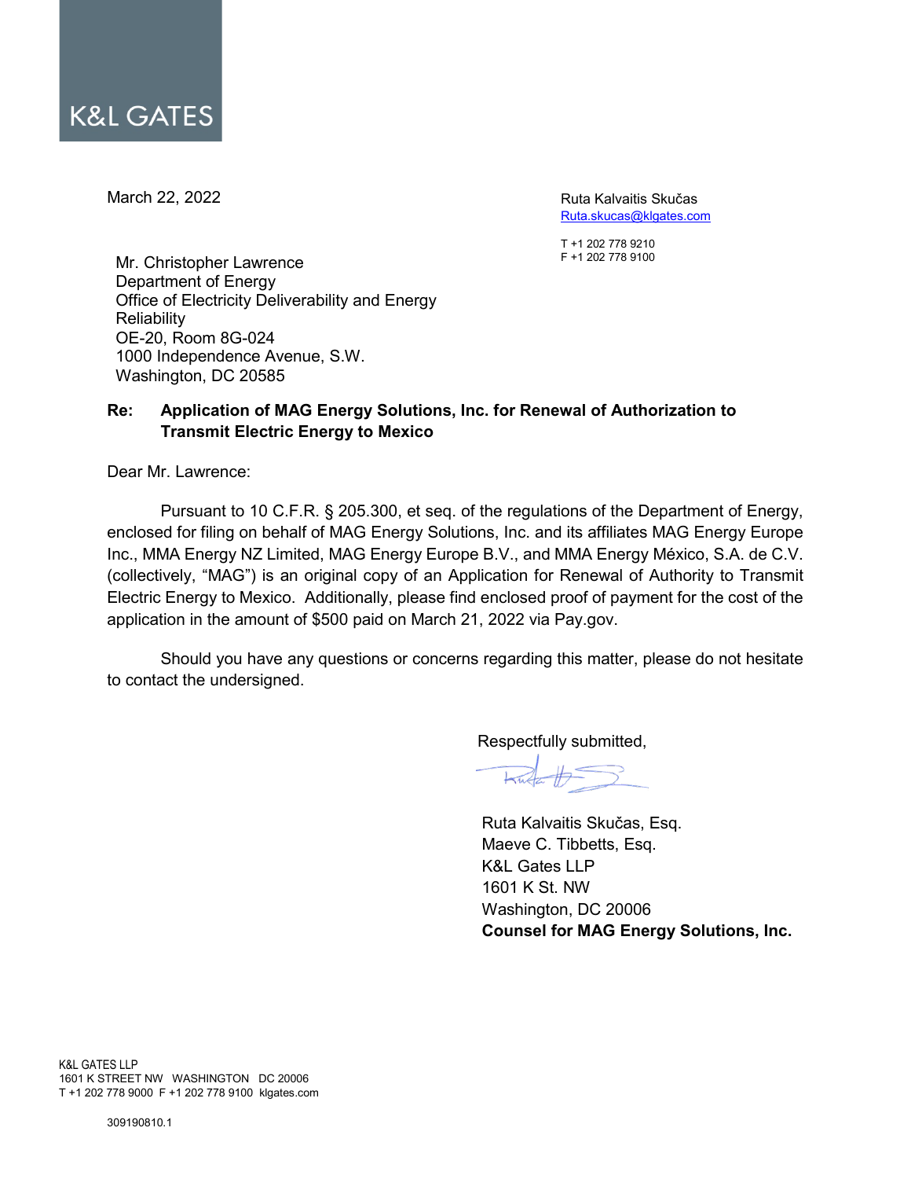K&L GATES

March 22, 2022

Ruta Kalvaitis Skučas
Ruta.skucas@klgates.com

T +1 202 778 9210
F +1 202 778 9100

Mr. Christopher Lawrence
Department of Energy
Office of Electricity Deliverability and Energy Reliability
OE-20, Room 8G-024
1000 Independence Avenue, S.W.
Washington, DC 20585

**Re: Application of MAG Energy Solutions, Inc. for Renewal of Authorization to Transmit Electric Energy to Mexico**

Dear Mr. Lawrence:

Pursuant to 10 C.F.R. § 205.300, et seq. of the regulations of the Department of Energy, enclosed for filing on behalf of MAG Energy Solutions, Inc. and its affiliates MAG Energy Europe Inc., MMA Energy NZ Limited, MAG Energy Europe B.V., and MMA Energy México, S.A. de C.V. (collectively, "MAG") is an original copy of an Application for Renewal of Authority to Transmit Electric Energy to Mexico. Additionally, please find enclosed proof of payment for the cost of the application in the amount of $500 paid on March 21, 2022 via Pay.gov.

Should you have any questions or concerns regarding this matter, please do not hesitate to contact the undersigned.

Respectfully submitted,

Ruta Kalvaitis Skučas, Esq.
Maeve C. Tibbetts, Esq.
K&L Gates LLP
1601 K St. NW
Washington, DC 20006
**Counsel for MAG Energy Solutions, Inc.**

K&L GATES LLP
1601 K STREET NW WASHINGTON DC 20006
T +1 202 778 9000 F +1 202 778 9100 klgates.com

309190810.1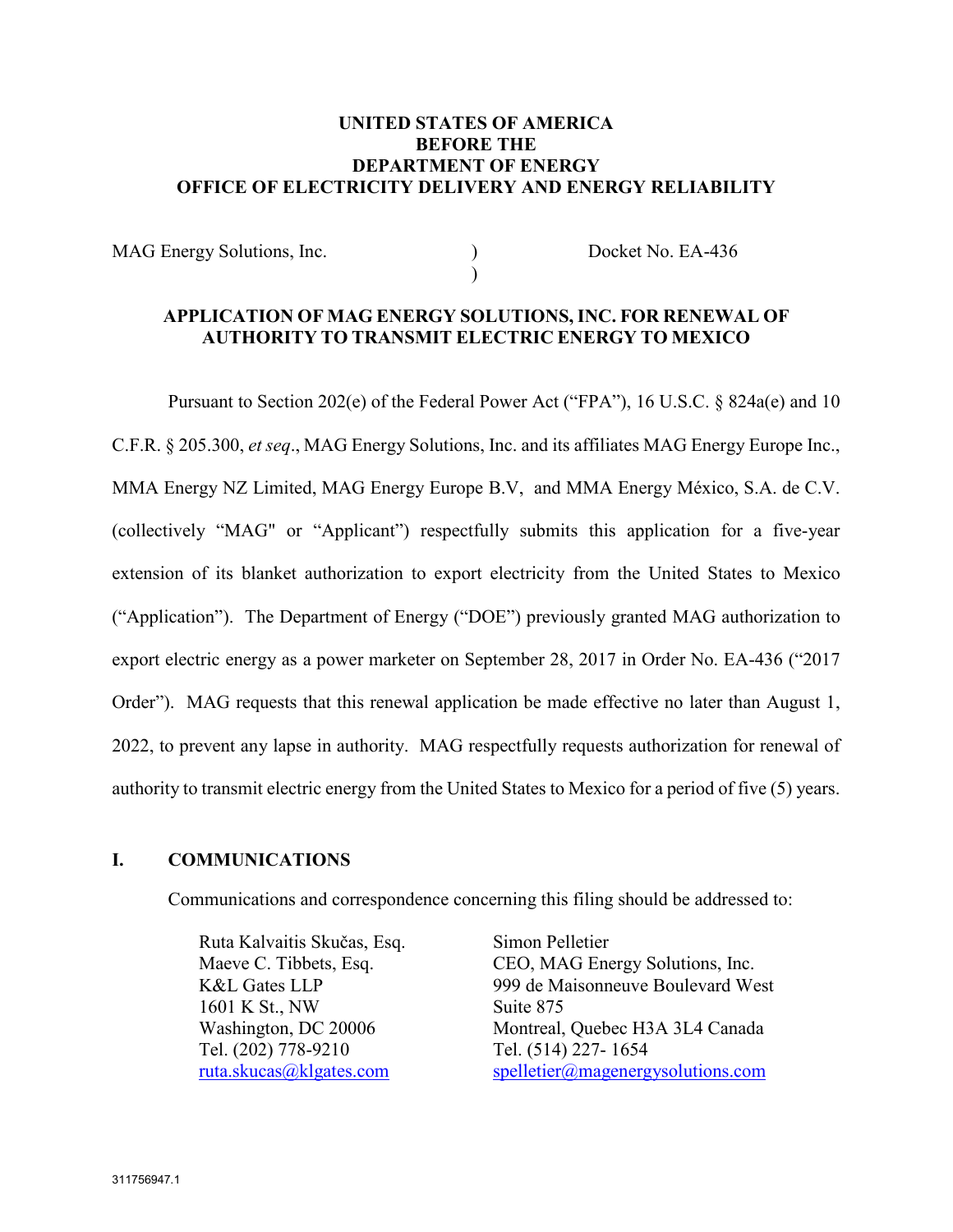**UNITED STATES OF AMERICA**
**BEFORE THE**
**DEPARTMENT OF ENERGY**
**OFFICE OF ELECTRICITY DELIVERY AND ENERGY RELIABILITY**

| | | |
|---|---|---|
| MAG Energy Solutions, Inc. | ) | Docket No. EA-436 |
| | ) | |

**APPLICATION OF MAG ENERGY SOLUTIONS, INC. FOR RENEWAL OF AUTHORITY TO TRANSMIT ELECTRIC ENERGY TO MEXICO**

Pursuant to Section 202(e) of the Federal Power Act ("FPA"), 16 U.S.C. § 824a(e) and 10 C.F.R. § 205.300, *et seq*., MAG Energy Solutions, Inc. and its affiliates MAG Energy Europe Inc., MMA Energy NZ Limited, MAG Energy Europe B.V, and MMA Energy México, S.A. de C.V. (collectively "MAG" or "Applicant") respectfully submits this application for a five-year extension of its blanket authorization to export electricity from the United States to Mexico ("Application"). The Department of Energy ("DOE") previously granted MAG authorization to export electric energy as a power marketer on September 28, 2017 in Order No. EA-436 ("2017 Order"). MAG requests that this renewal application be made effective no later than August 1, 2022, to prevent any lapse in authority. MAG respectfully requests authorization for renewal of authority to transmit electric energy from the United States to Mexico for a period of five (5) years.

## I. COMMUNICATIONS

Communications and correspondence concerning this filing should be addressed to:

Ruta Kalvaitis Skučas, Esq.
Maeve C. Tibbets, Esq.
K&L Gates LLP
1601 K St., NW
Washington, DC 20006
Tel. (202) 778-9210
ruta.skucas@klgates.com

Simon Pelletier
CEO, MAG Energy Solutions, Inc.
999 de Maisonneuve Boulevard West
Suite 875
Montreal, Quebec H3A 3L4 Canada
Tel. (514) 227- 1654
spelletier@magenergysolutions.com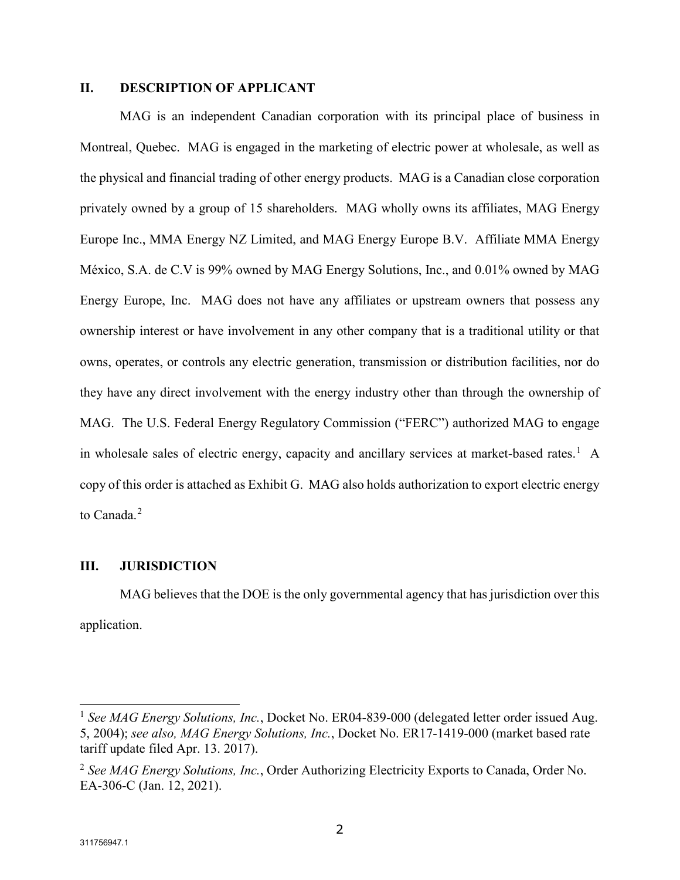## II. DESCRIPTION OF APPLICANT

MAG is an independent Canadian corporation with its principal place of business in Montreal, Quebec. MAG is engaged in the marketing of electric power at wholesale, as well as the physical and financial trading of other energy products. MAG is a Canadian close corporation privately owned by a group of 15 shareholders. MAG wholly owns its affiliates, MAG Energy Europe Inc., MMA Energy NZ Limited, and MAG Energy Europe B.V. Affiliate MMA Energy México, S.A. de C.V is 99% owned by MAG Energy Solutions, Inc., and 0.01% owned by MAG Energy Europe, Inc. MAG does not have any affiliates or upstream owners that possess any ownership interest or have involvement in any other company that is a traditional utility or that owns, operates, or controls any electric generation, transmission or distribution facilities, nor do they have any direct involvement with the energy industry other than through the ownership of MAG. The U.S. Federal Energy Regulatory Commission ("FERC") authorized MAG to engage in wholesale sales of electric energy, capacity and ancillary services at market-based rates.[1] A copy of this order is attached as Exhibit G. MAG also holds authorization to export electric energy to Canada.[2]

## III. JURISDICTION

MAG believes that the DOE is the only governmental agency that has jurisdiction over this application.

---

[1] *See MAG Energy Solutions, Inc.*, Docket No. ER04-839-000 (delegated letter order issued Aug. 5, 2004); *see also, MAG Energy Solutions, Inc.*, Docket No. ER17-1419-000 (market based rate tariff update filed Apr. 13. 2017).

[2] *See MAG Energy Solutions, Inc.*, Order Authorizing Electricity Exports to Canada, Order No. EA-306-C (Jan. 12, 2021).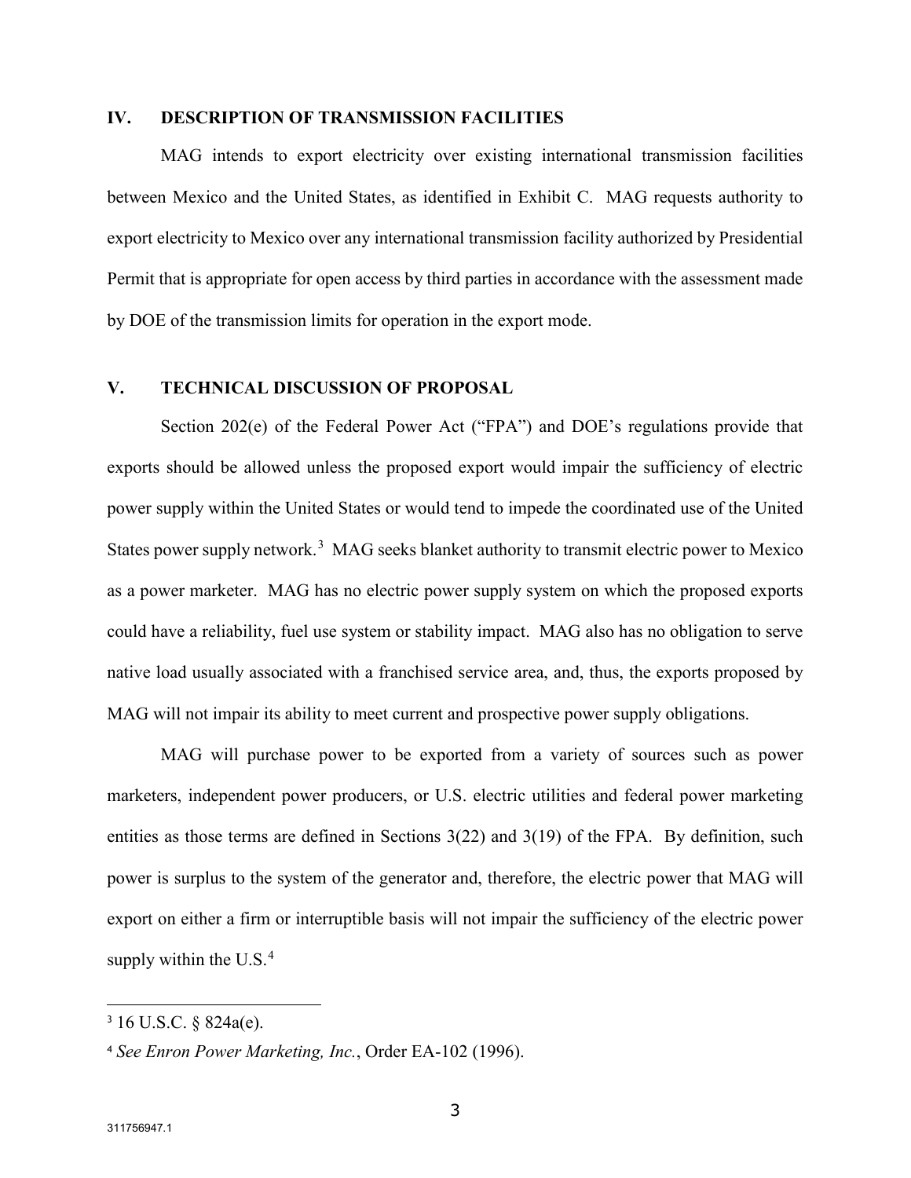## IV. DESCRIPTION OF TRANSMISSION FACILITIES

MAG intends to export electricity over existing international transmission facilities between Mexico and the United States, as identified in Exhibit C. MAG requests authority to export electricity to Mexico over any international transmission facility authorized by Presidential Permit that is appropriate for open access by third parties in accordance with the assessment made by DOE of the transmission limits for operation in the export mode.

## V. TECHNICAL DISCUSSION OF PROPOSAL

Section 202(e) of the Federal Power Act ("FPA") and DOE's regulations provide that exports should be allowed unless the proposed export would impair the sufficiency of electric power supply within the United States or would tend to impede the coordinated use of the United States power supply network.[3] MAG seeks blanket authority to transmit electric power to Mexico as a power marketer. MAG has no electric power supply system on which the proposed exports could have a reliability, fuel use system or stability impact. MAG also has no obligation to serve native load usually associated with a franchised service area, and, thus, the exports proposed by MAG will not impair its ability to meet current and prospective power supply obligations.

MAG will purchase power to be exported from a variety of sources such as power marketers, independent power producers, or U.S. electric utilities and federal power marketing entities as those terms are defined in Sections 3(22) and 3(19) of the FPA. By definition, such power is surplus to the system of the generator and, therefore, the electric power that MAG will export on either a firm or interruptible basis will not impair the sufficiency of the electric power supply within the U.S.[4]

---

[3] 16 U.S.C. § 824a(e).

[4] *See Enron Power Marketing, Inc.*, Order EA-102 (1996).

311756947.1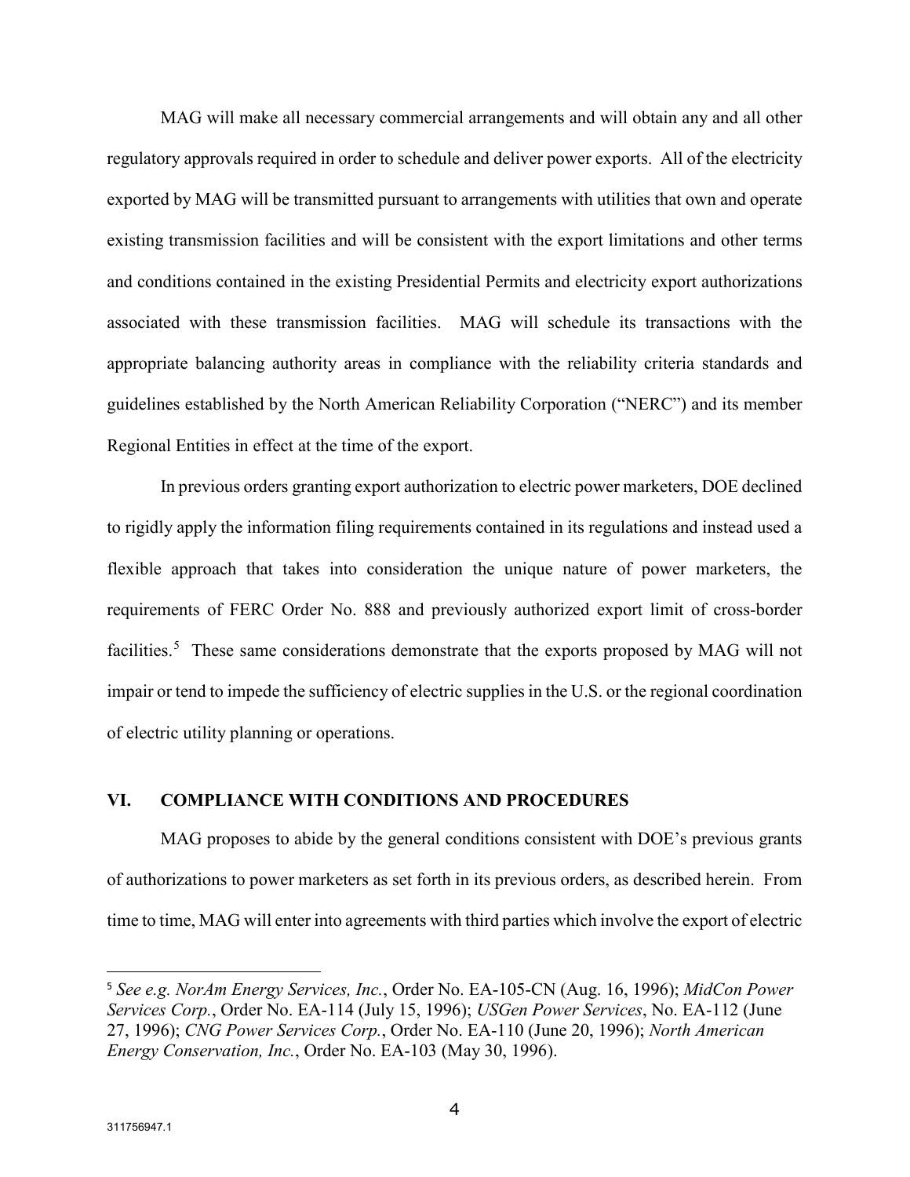MAG will make all necessary commercial arrangements and will obtain any and all other regulatory approvals required in order to schedule and deliver power exports. All of the electricity exported by MAG will be transmitted pursuant to arrangements with utilities that own and operate existing transmission facilities and will be consistent with the export limitations and other terms and conditions contained in the existing Presidential Permits and electricity export authorizations associated with these transmission facilities. MAG will schedule its transactions with the appropriate balancing authority areas in compliance with the reliability criteria standards and guidelines established by the North American Reliability Corporation ("NERC") and its member Regional Entities in effect at the time of the export.

In previous orders granting export authorization to electric power marketers, DOE declined to rigidly apply the information filing requirements contained in its regulations and instead used a flexible approach that takes into consideration the unique nature of power marketers, the requirements of FERC Order No. 888 and previously authorized export limit of cross-border facilities.[5] These same considerations demonstrate that the exports proposed by MAG will not impair or tend to impede the sufficiency of electric supplies in the U.S. or the regional coordination of electric utility planning or operations.

## VI. COMPLIANCE WITH CONDITIONS AND PROCEDURES

MAG proposes to abide by the general conditions consistent with DOE's previous grants of authorizations to power marketers as set forth in its previous orders, as described herein. From time to time, MAG will enter into agreements with third parties which involve the export of electric

---

[5] *See e.g. NorAm Energy Services, Inc.*, Order No. EA-105-CN (Aug. 16, 1996); *MidCon Power Services Corp.*, Order No. EA-114 (July 15, 1996); *USGen Power Services*, No. EA-112 (June 27, 1996); *CNG Power Services Corp.*, Order No. EA-110 (June 20, 1996); *North American Energy Conservation, Inc.*, Order No. EA-103 (May 30, 1996).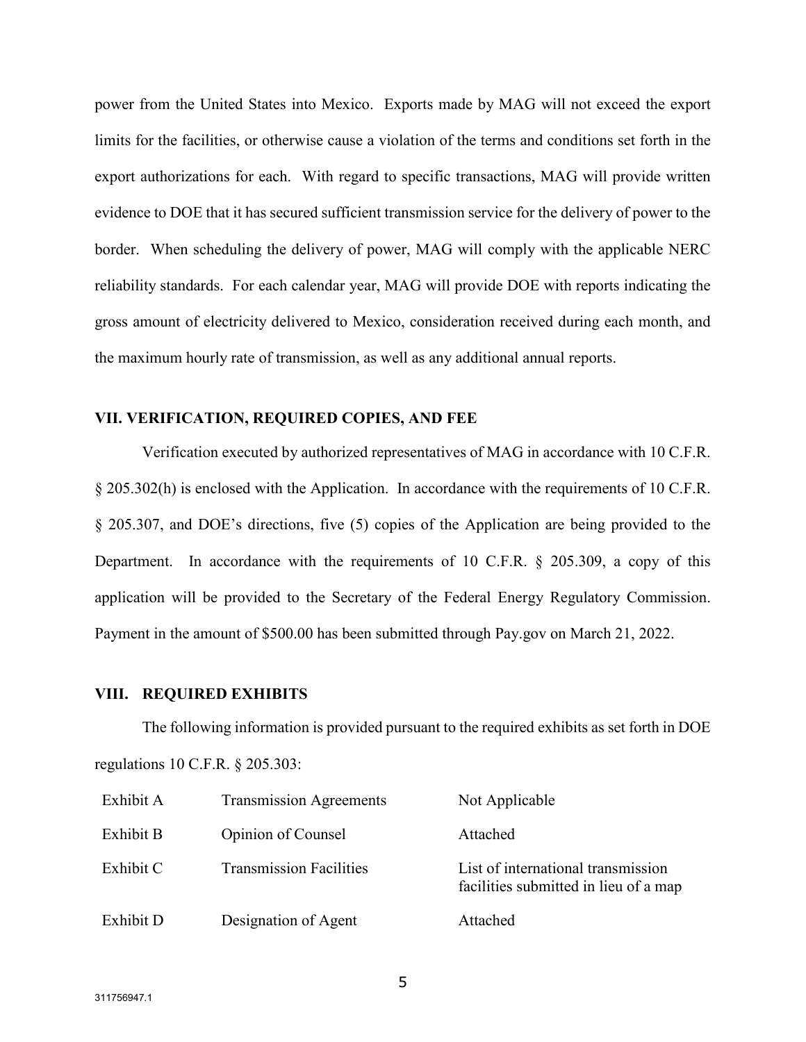power from the United States into Mexico. Exports made by MAG will not exceed the export limits for the facilities, or otherwise cause a violation of the terms and conditions set forth in the export authorizations for each. With regard to specific transactions, MAG will provide written evidence to DOE that it has secured sufficient transmission service for the delivery of power to the border. When scheduling the delivery of power, MAG will comply with the applicable NERC reliability standards. For each calendar year, MAG will provide DOE with reports indicating the gross amount of electricity delivered to Mexico, consideration received during each month, and the maximum hourly rate of transmission, as well as any additional annual reports.

## VII. VERIFICATION, REQUIRED COPIES, AND FEE

Verification executed by authorized representatives of MAG in accordance with 10 C.F.R. § 205.302(h) is enclosed with the Application. In accordance with the requirements of 10 C.F.R. § 205.307, and DOE's directions, five (5) copies of the Application are being provided to the Department. In accordance with the requirements of 10 C.F.R. § 205.309, a copy of this application will be provided to the Secretary of the Federal Energy Regulatory Commission. Payment in the amount of $500.00 has been submitted through Pay.gov on March 21, 2022.

## VIII. REQUIRED EXHIBITS

The following information is provided pursuant to the required exhibits as set forth in DOE regulations 10 C.F.R. § 205.303:

| | | |
|---|---|---|
| Exhibit A | Transmission Agreements | Not Applicable |
| Exhibit B | Opinion of Counsel | Attached |
| Exhibit C | Transmission Facilities | List of international transmission facilities submitted in lieu of a map |
| Exhibit D | Designation of Agent | Attached |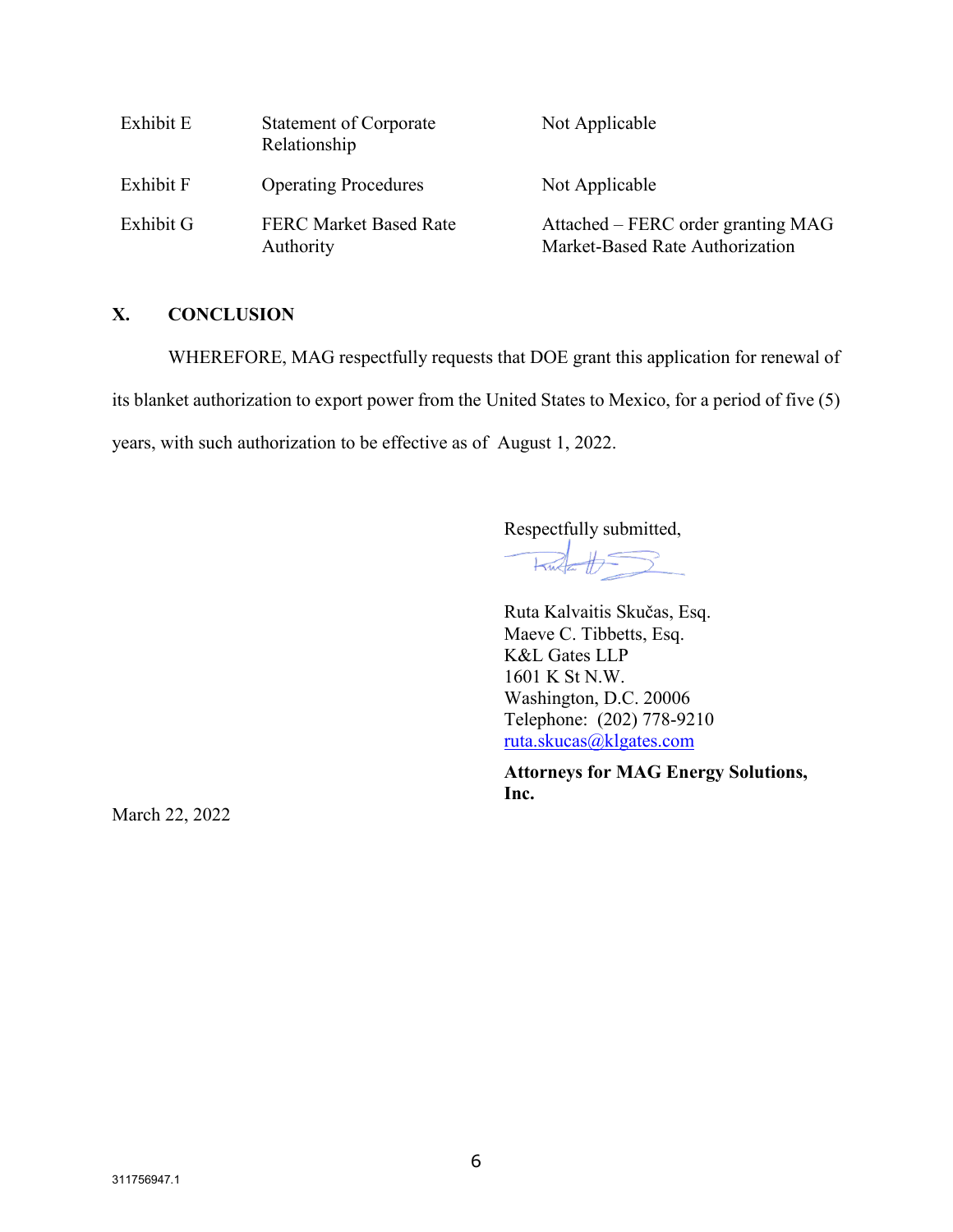| | | |
|---|---|---|
| Exhibit E | Statement of Corporate Relationship | Not Applicable |
| Exhibit F | Operating Procedures | Not Applicable |
| Exhibit G | FERC Market Based Rate Authority | Attached – FERC order granting MAG Market-Based Rate Authorization |

## X. CONCLUSION

WHEREFORE, MAG respectfully requests that DOE grant this application for renewal of its blanket authorization to export power from the United States to Mexico, for a period of five (5) years, with such authorization to be effective as of August 1, 2022.

Respectfully submitted,

Ruta Kalvaitis Skučas, Esq.
Maeve C. Tibbetts, Esq.
K&L Gates LLP
1601 K St N.W.
Washington, D.C. 20006
Telephone: (202) 778-9210
ruta.skucas@klgates.com

**Attorneys for MAG Energy Solutions, Inc.**

March 22, 2022

311756947.1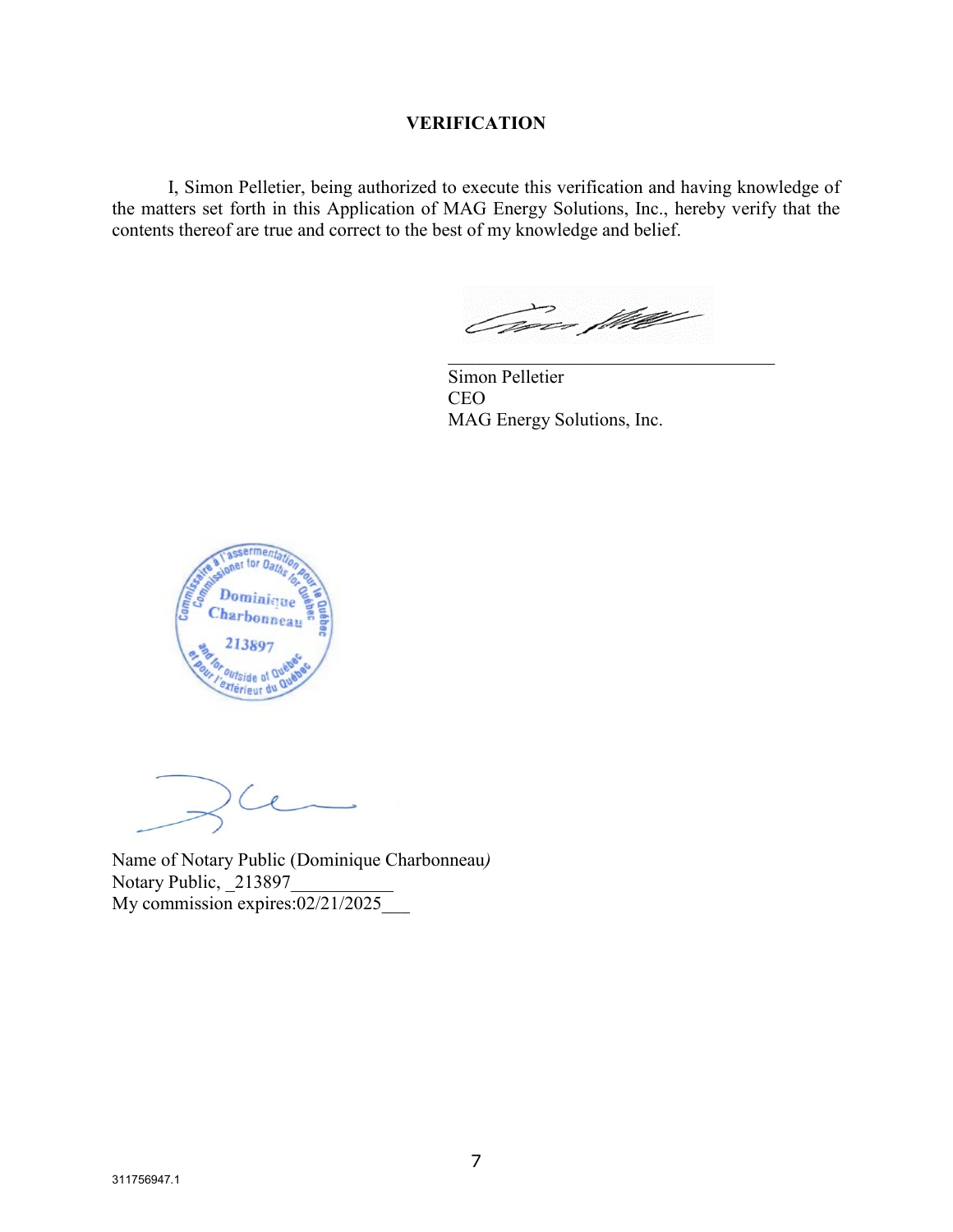# VERIFICATION

I, Simon Pelletier, being authorized to execute this verification and having knowledge of the matters set forth in this Application of MAG Energy Solutions, Inc., hereby verify that the contents thereof are true and correct to the best of my knowledge and belief.

\_\_\_\_\_\_\_\_\_\_\_\_\_\_\_\_\_\_\_\_\_\_\_\_\_\_\_\_\_\_\_\_\_\_\_\_\_\_
Simon Pelletier
CEO
MAG Energy Solutions, Inc.

Commissaire à l'assermentation pour le Québec et pour l'extérieur du Québec
Commissioner for Oaths for Québec and for outside of Québec
Dominique Charbonneau
213897

Name of Notary Public (Dominique Charbonneau)
Notary Public, _213897___________
My commission expires:02/21/2025___

311756947.1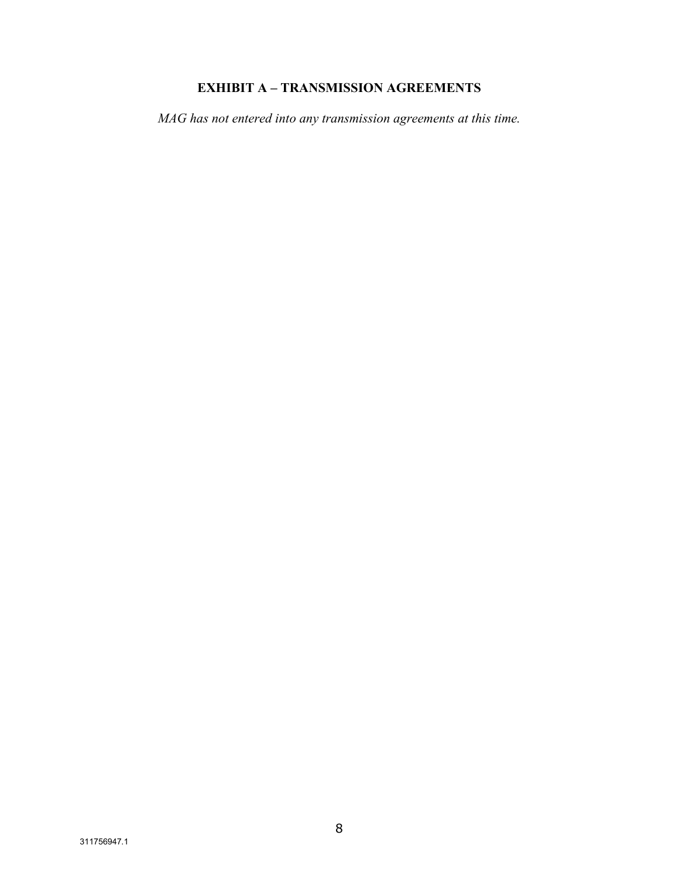# EXHIBIT A – TRANSMISSION AGREEMENTS

*MAG has not entered into any transmission agreements at this time.*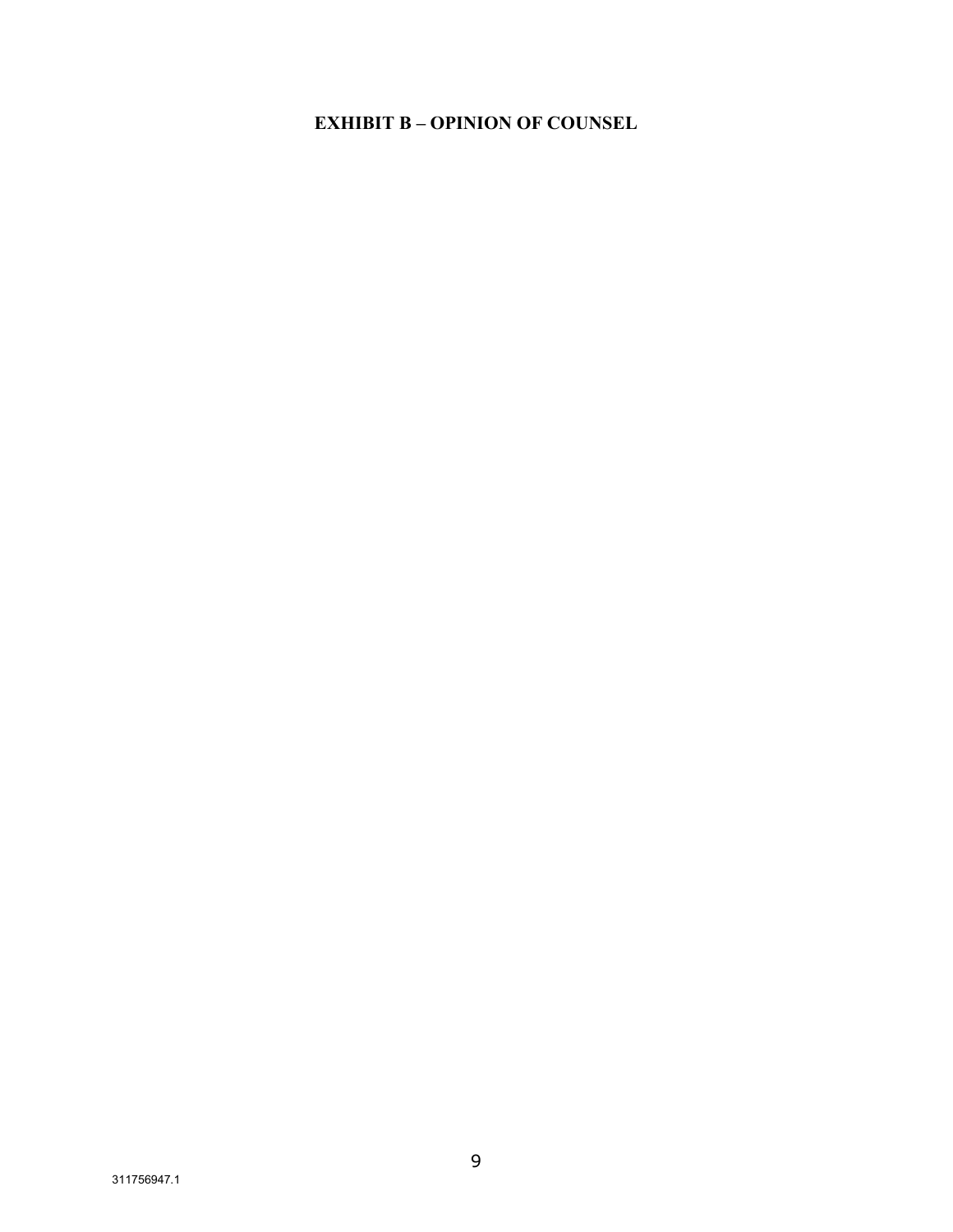# EXHIBIT B – OPINION OF COUNSEL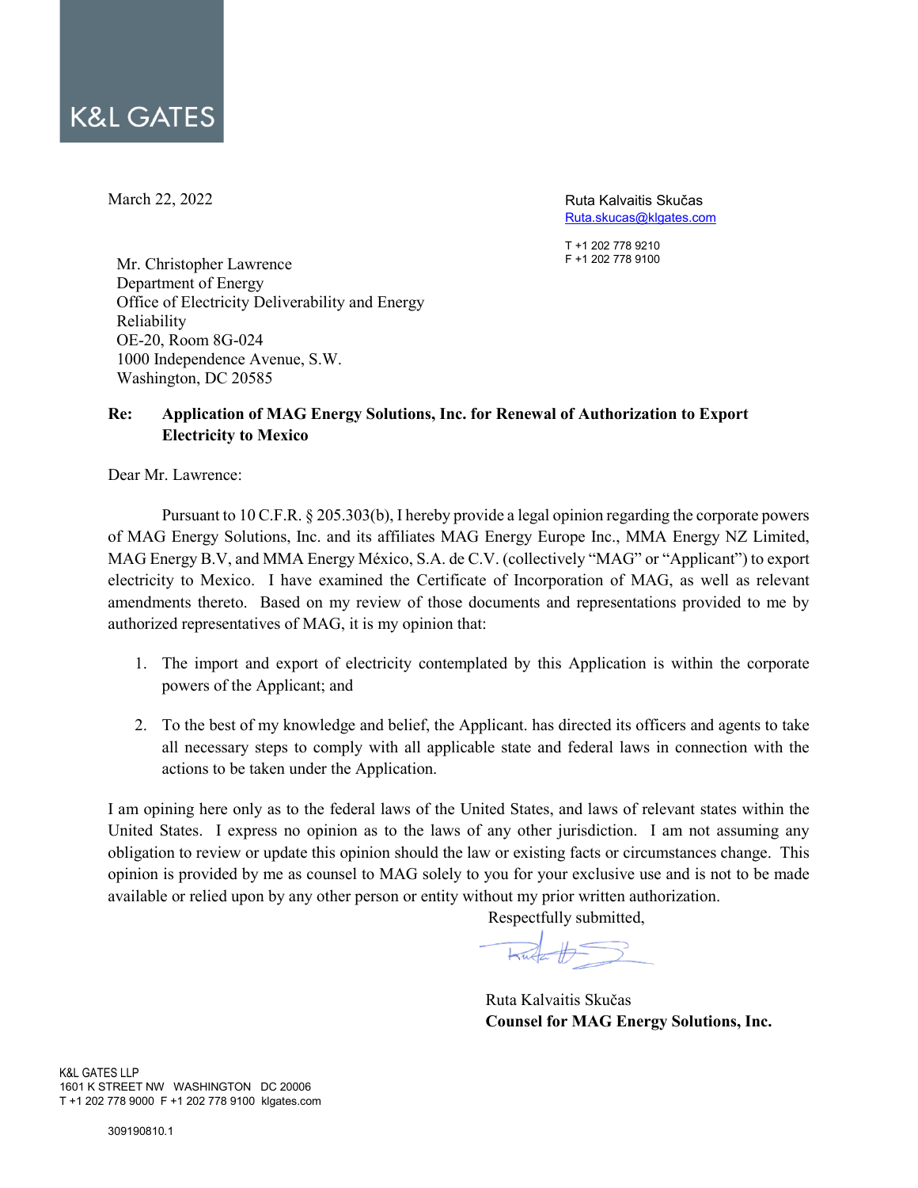K&L GATES

March 22, 2022

Ruta Kalvaitis Skučas
Ruta.skucas@klgates.com

T +1 202 778 9210
F +1 202 778 9100

Mr. Christopher Lawrence
Department of Energy
Office of Electricity Deliverability and Energy Reliability
OE-20, Room 8G-024
1000 Independence Avenue, S.W.
Washington, DC 20585

**Re: Application of MAG Energy Solutions, Inc. for Renewal of Authorization to Export Electricity to Mexico**

Dear Mr. Lawrence:

Pursuant to 10 C.F.R. § 205.303(b), I hereby provide a legal opinion regarding the corporate powers of MAG Energy Solutions, Inc. and its affiliates MAG Energy Europe Inc., MMA Energy NZ Limited, MAG Energy B.V, and MMA Energy México, S.A. de C.V. (collectively "MAG" or "Applicant") to export electricity to Mexico. I have examined the Certificate of Incorporation of MAG, as well as relevant amendments thereto. Based on my review of those documents and representations provided to me by authorized representatives of MAG, it is my opinion that:

1. The import and export of electricity contemplated by this Application is within the corporate powers of the Applicant; and
2. To the best of my knowledge and belief, the Applicant. has directed its officers and agents to take all necessary steps to comply with all applicable state and federal laws in connection with the actions to be taken under the Application.

I am opining here only as to the federal laws of the United States, and laws of relevant states within the United States. I express no opinion as to the laws of any other jurisdiction. I am not assuming any obligation to review or update this opinion should the law or existing facts or circumstances change. This opinion is provided by me as counsel to MAG solely to you for your exclusive use and is not to be made available or relied upon by any other person or entity without my prior written authorization.

Respectfully submitted,

Ruta Kalvaitis Skučas
**Counsel for MAG Energy Solutions, Inc.**

K&L GATES LLP
1601 K STREET NW WASHINGTON DC 20006
T +1 202 778 9000 F +1 202 778 9100 klgates.com

309190810.1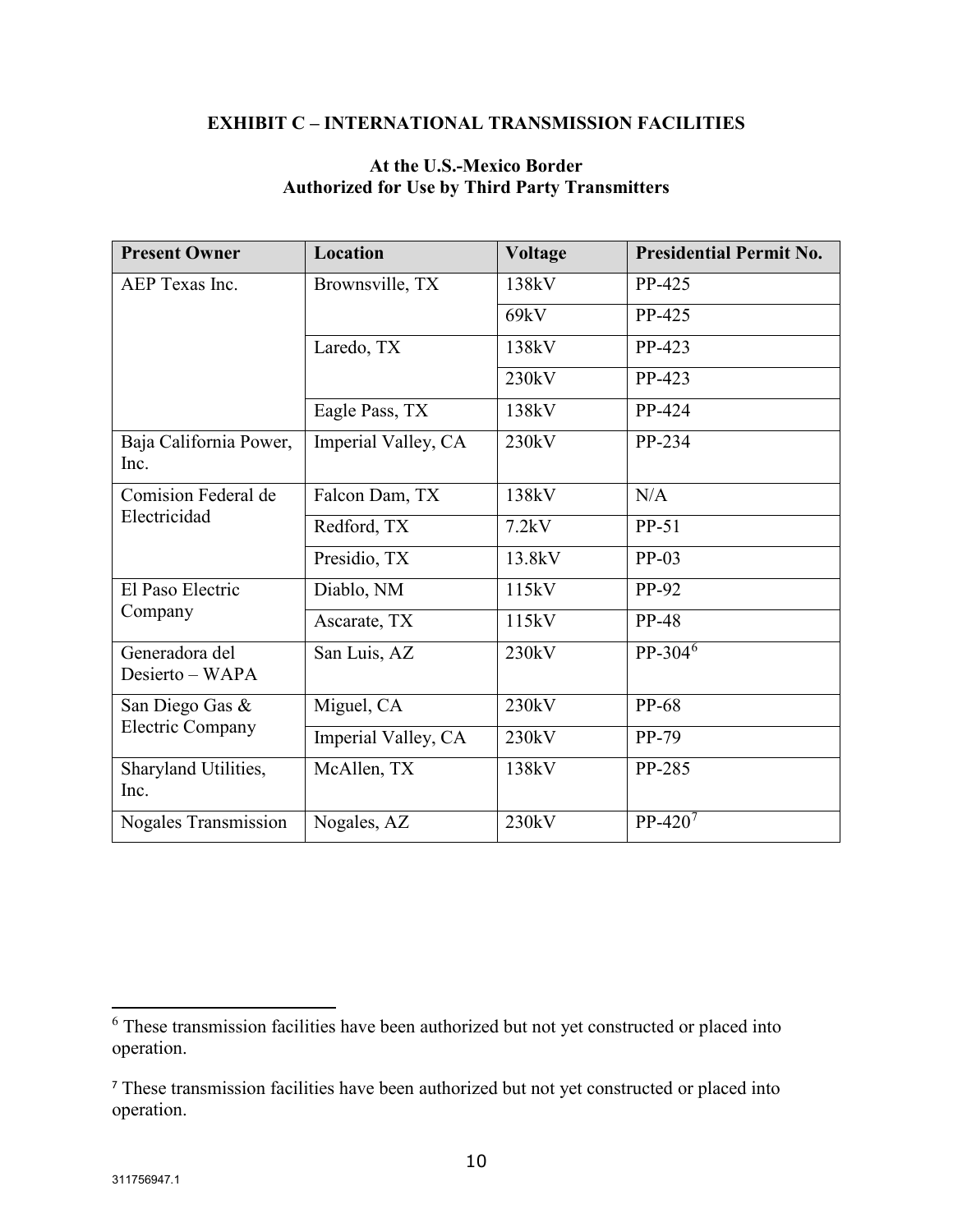## EXHIBIT C – INTERNATIONAL TRANSMISSION FACILITIES

### At the U.S.-Mexico Border
### Authorized for Use by Third Party Transmitters

| Present Owner | Location | Voltage | Presidential Permit No. |
|---|---|---|---|
| AEP Texas Inc. | Brownsville, TX | 138kV | PP-425 |
| | | 69kV | PP-425 |
| | Laredo, TX | 138kV | PP-423 |
| | | 230kV | PP-423 |
| | Eagle Pass, TX | 138kV | PP-424 |
| Baja California Power, Inc. | Imperial Valley, CA | 230kV | PP-234 |
| Comision Federal de Electricidad | Falcon Dam, TX | 138kV | N/A |
| | Redford, TX | 7.2kV | PP-51 |
| | Presidio, TX | 13.8kV | PP-03 |
| El Paso Electric Company | Diablo, NM | 115kV | PP-92 |
| | Ascarate, TX | 115kV | PP-48 |
| Generadora del Desierto – WAPA | San Luis, AZ | 230kV | PP-304[6] |
| San Diego Gas & Electric Company | Miguel, CA | 230kV | PP-68 |
| | Imperial Valley, CA | 230kV | PP-79 |
| Sharyland Utilities, Inc. | McAllen, TX | 138kV | PP-285 |
| Nogales Transmission | Nogales, AZ | 230kV | PP-420[7] |

[6] These transmission facilities have been authorized but not yet constructed or placed into operation.

[7] These transmission facilities have been authorized but not yet constructed or placed into operation.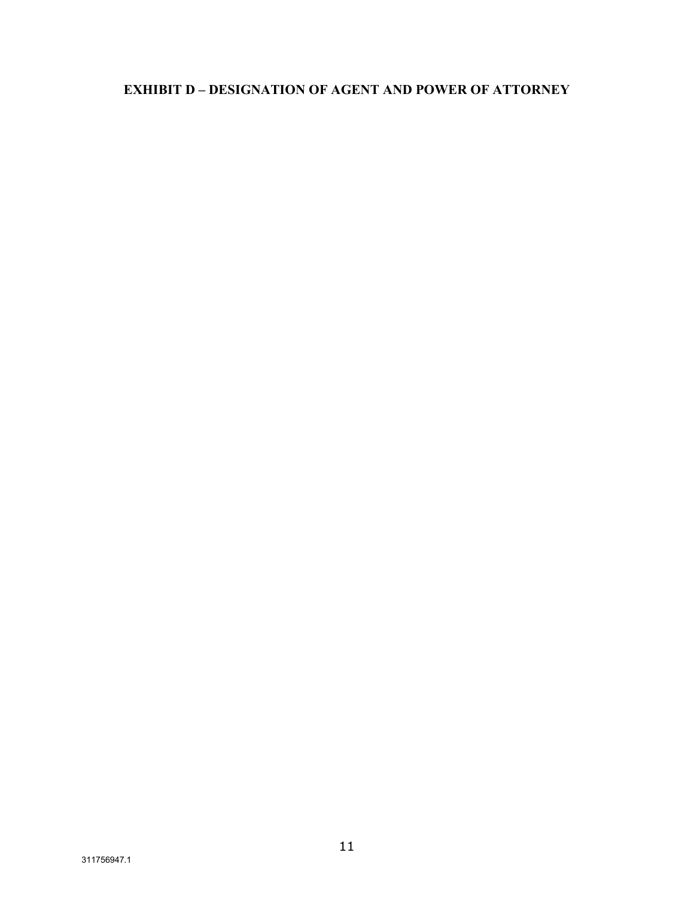## EXHIBIT D – DESIGNATION OF AGENT AND POWER OF ATTORNEY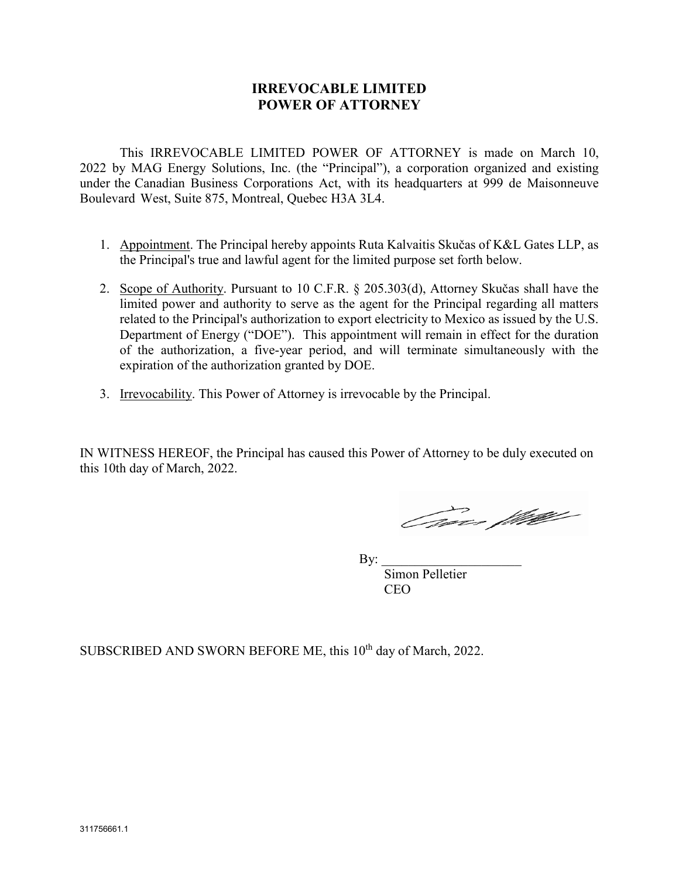# IRREVOCABLE LIMITED POWER OF ATTORNEY

This IRREVOCABLE LIMITED POWER OF ATTORNEY is made on March 10, 2022 by MAG Energy Solutions, Inc. (the "Principal"), a corporation organized and existing under the Canadian Business Corporations Act, with its headquarters at 999 de Maisonneuve Boulevard West, Suite 875, Montreal, Quebec H3A 3L4.

1. Appointment. The Principal hereby appoints Ruta Kalvaitis Skučas of K&L Gates LLP, as the Principal's true and lawful agent for the limited purpose set forth below.

2. Scope of Authority. Pursuant to 10 C.F.R. § 205.303(d), Attorney Skučas shall have the limited power and authority to serve as the agent for the Principal regarding all matters related to the Principal's authorization to export electricity to Mexico as issued by the U.S. Department of Energy ("DOE"). This appointment will remain in effect for the duration of the authorization, a five-year period, and will terminate simultaneously with the expiration of the authorization granted by DOE.

3. Irrevocability. This Power of Attorney is irrevocable by the Principal.

IN WITNESS HEREOF, the Principal has caused this Power of Attorney to be duly executed on this 10th day of March, 2022.

By: \_\_\_\_\_\_\_\_\_\_\_\_\_\_\_\_\_\_\_\_\_

Simon Pelletier
CEO

SUBSCRIBED AND SWORN BEFORE ME, this 10th day of March, 2022.

311756661.1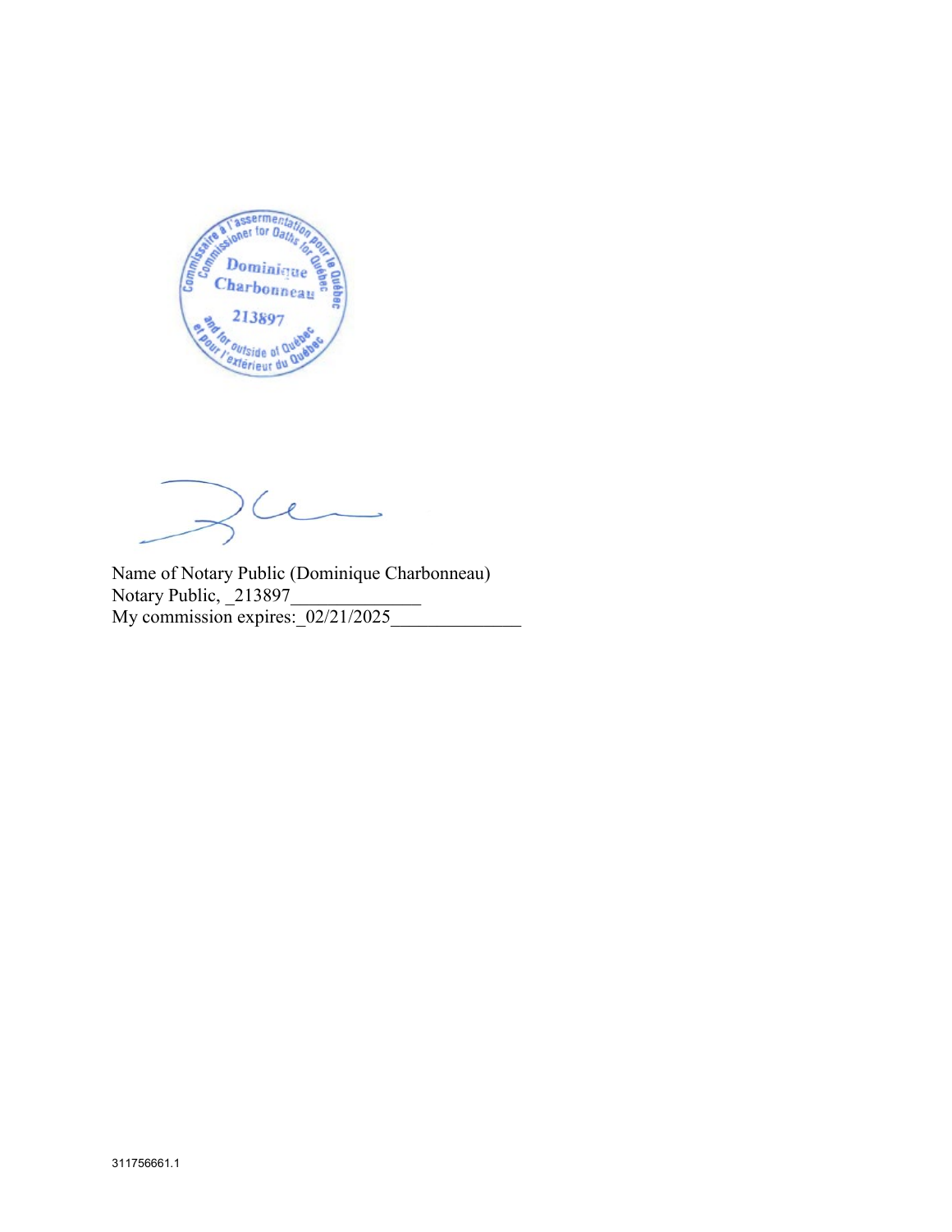Commissaire à l'assermentation pour le Québec
Commissioner for Oaths for Québec
Dominique Charbonneau
213897
and for outside of Québec
et pour l'extérieur du Québec

Name of Notary Public (Dominique Charbonneau)
Notary Public, _213897______________
My commission expires:_02/21/2025______________

311756661.1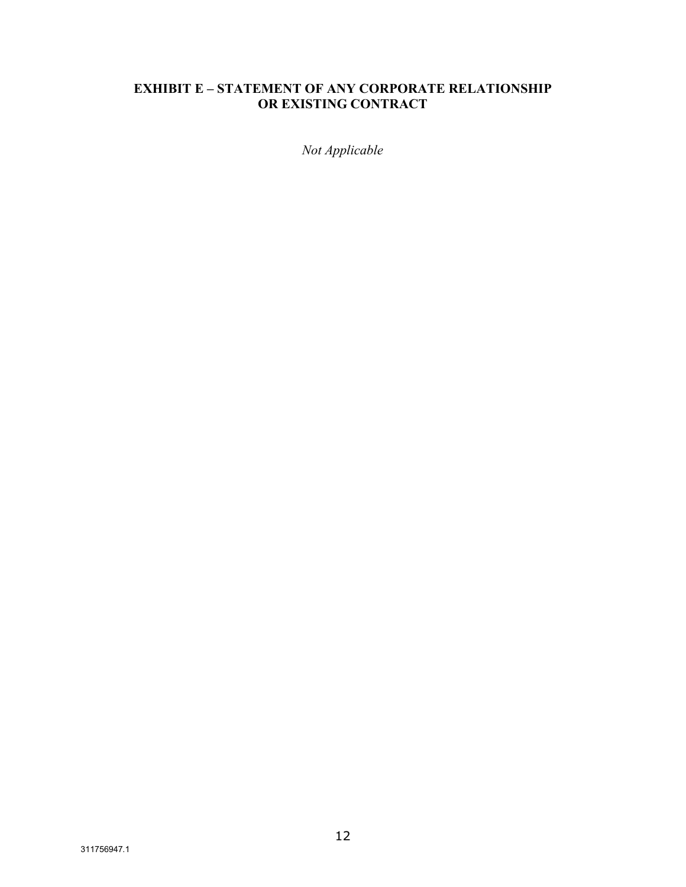# EXHIBIT E – STATEMENT OF ANY CORPORATE RELATIONSHIP OR EXISTING CONTRACT

*Not Applicable*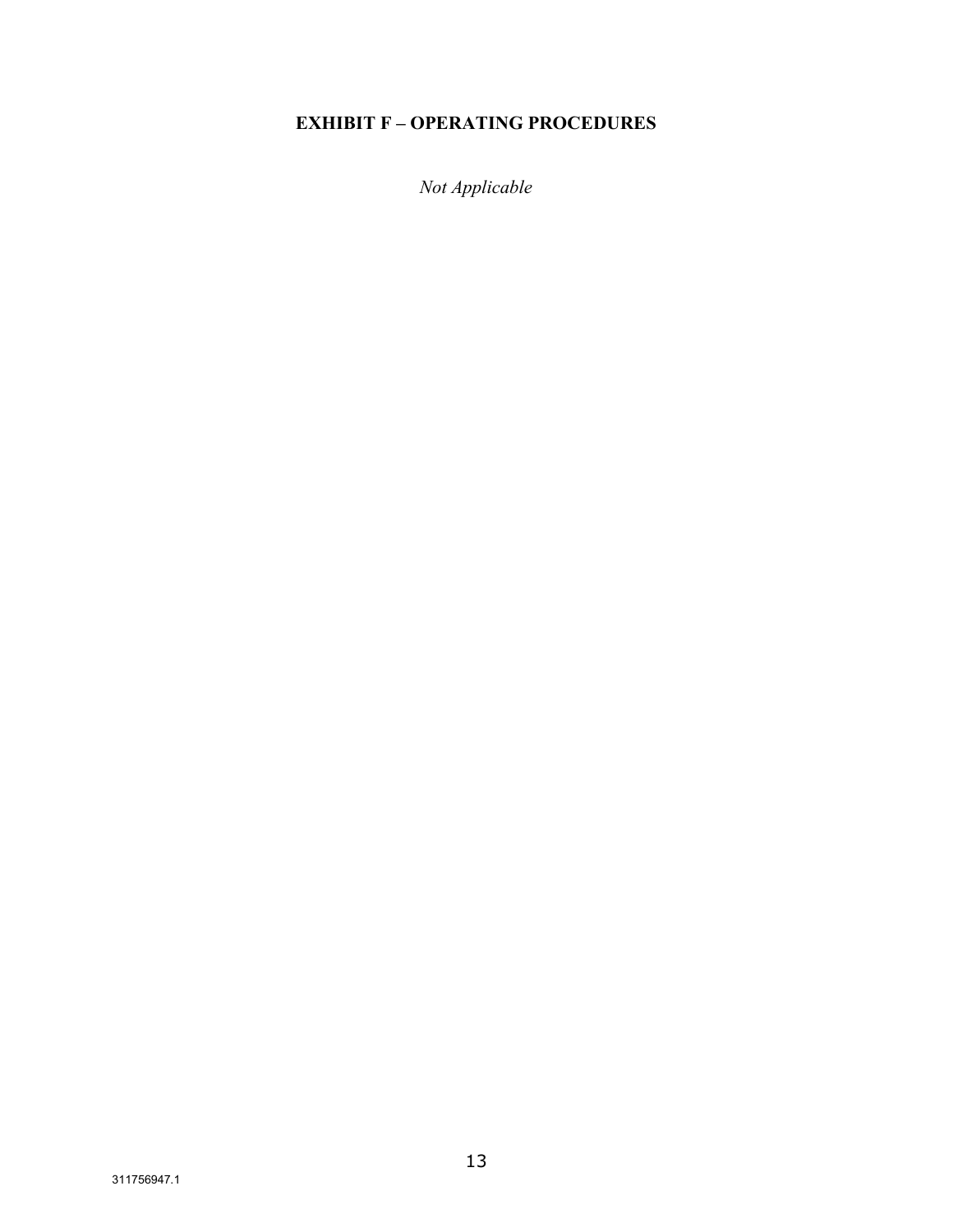# EXHIBIT F – OPERATING PROCEDURES

*Not Applicable*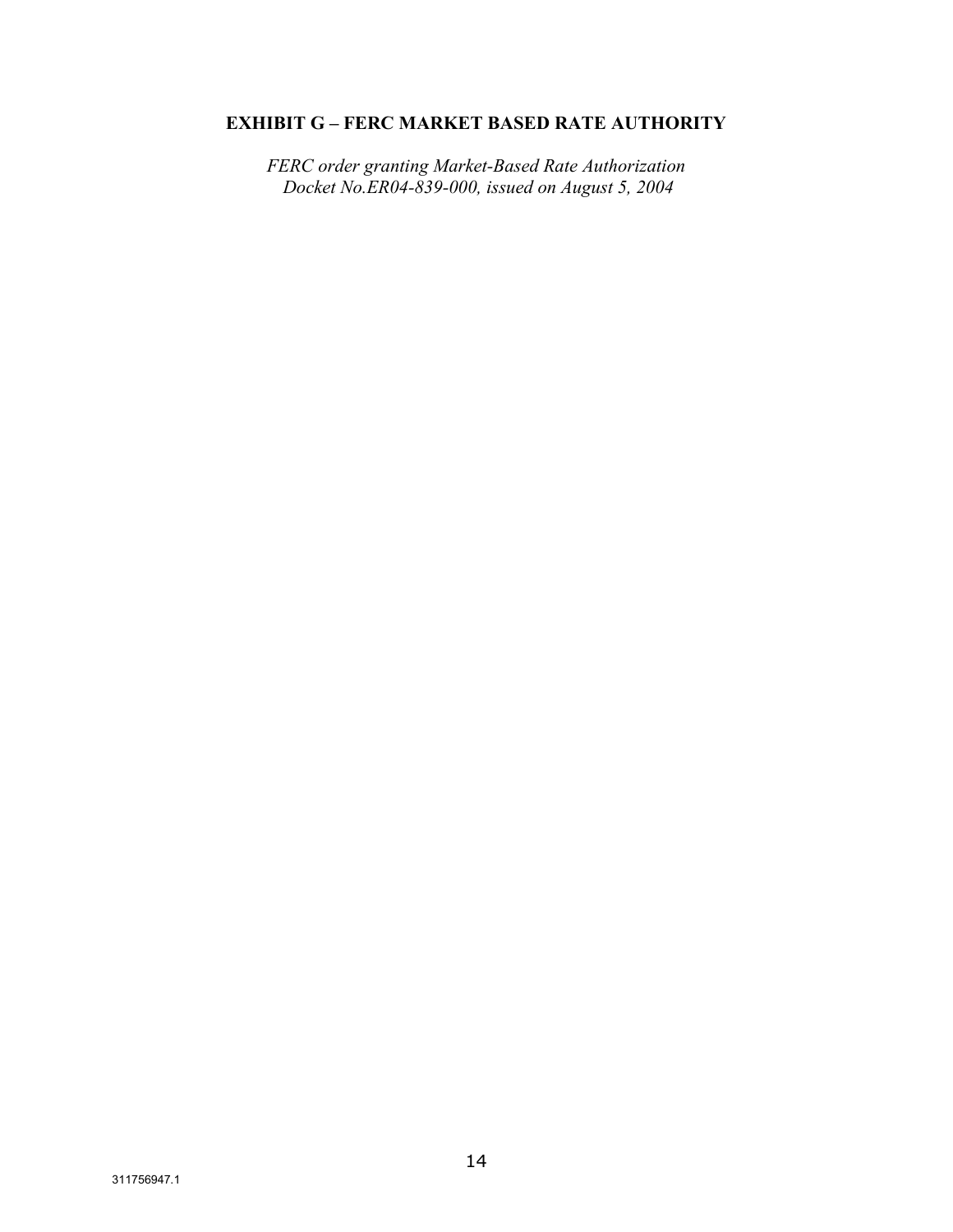**EXHIBIT G – FERC MARKET BASED RATE AUTHORITY**

*FERC order granting Market-Based Rate Authorization Docket No.ER04-839-000, issued on August 5, 2004*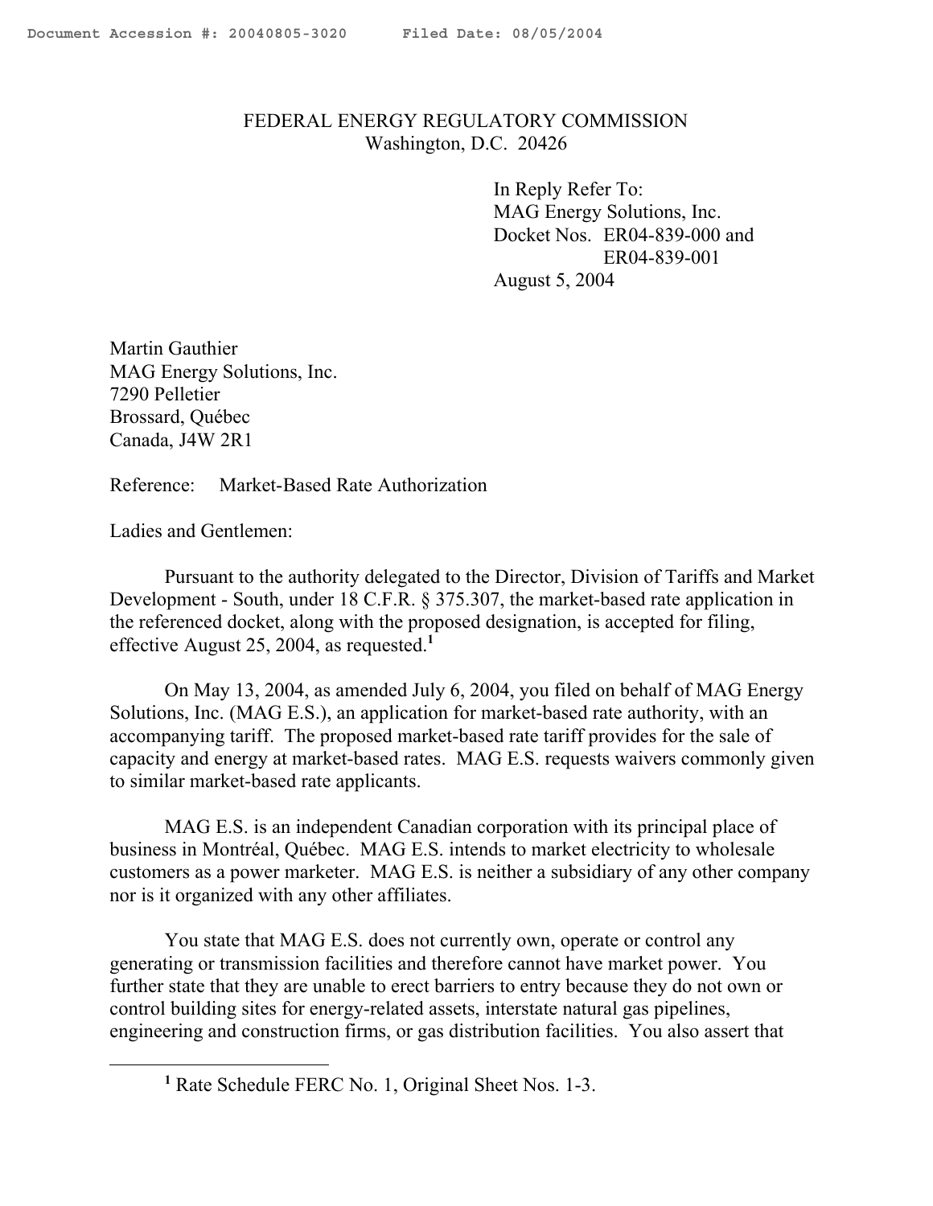FEDERAL ENERGY REGULATORY COMMISSION
Washington, D.C. 20426

In Reply Refer To:
MAG Energy Solutions, Inc.
Docket Nos. ER04-839-000 and
ER04-839-001
August 5, 2004

Martin Gauthier
MAG Energy Solutions, Inc.
7290 Pelletier
Brossard, Québec
Canada, J4W 2R1

Reference: Market-Based Rate Authorization

Ladies and Gentlemen:

Pursuant to the authority delegated to the Director, Division of Tariffs and Market Development - South, under 18 C.F.R. § 375.307, the market-based rate application in the referenced docket, along with the proposed designation, is accepted for filing, effective August 25, 2004, as requested.[1]

On May 13, 2004, as amended July 6, 2004, you filed on behalf of MAG Energy Solutions, Inc. (MAG E.S.), an application for market-based rate authority, with an accompanying tariff. The proposed market-based rate tariff provides for the sale of capacity and energy at market-based rates. MAG E.S. requests waivers commonly given to similar market-based rate applicants.

MAG E.S. is an independent Canadian corporation with its principal place of business in Montréal, Québec. MAG E.S. intends to market electricity to wholesale customers as a power marketer. MAG E.S. is neither a subsidiary of any other company nor is it organized with any other affiliates.

You state that MAG E.S. does not currently own, operate or control any generating or transmission facilities and therefore cannot have market power. You further state that they are unable to erect barriers to entry because they do not own or control building sites for energy-related assets, interstate natural gas pipelines, engineering and construction firms, or gas distribution facilities. You also assert that

[1] Rate Schedule FERC No. 1, Original Sheet Nos. 1-3.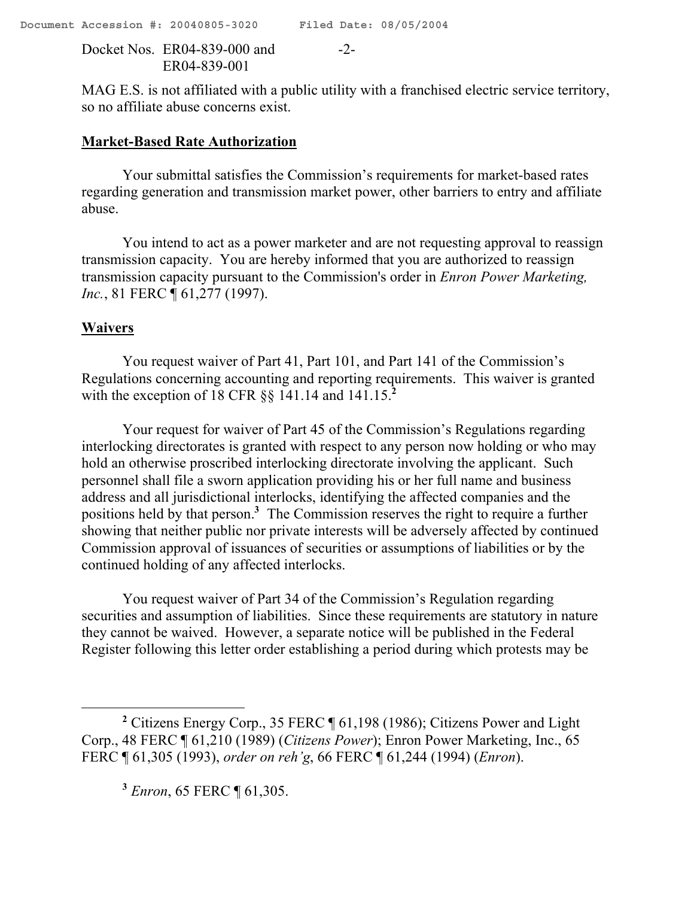MAG E.S. is not affiliated with a public utility with a franchised electric service territory, so no affiliate abuse concerns exist.

**Market-Based Rate Authorization**

Your submittal satisfies the Commission's requirements for market-based rates regarding generation and transmission market power, other barriers to entry and affiliate abuse.

You intend to act as a power marketer and are not requesting approval to reassign transmission capacity. You are hereby informed that you are authorized to reassign transmission capacity pursuant to the Commission's order in *Enron Power Marketing, Inc.*, 81 FERC ¶ 61,277 (1997).

**Waivers**

You request waiver of Part 41, Part 101, and Part 141 of the Commission's Regulations concerning accounting and reporting requirements. This waiver is granted with the exception of 18 CFR §§ 141.14 and 141.15.[2]

Your request for waiver of Part 45 of the Commission's Regulations regarding interlocking directorates is granted with respect to any person now holding or who may hold an otherwise proscribed interlocking directorate involving the applicant. Such personnel shall file a sworn application providing his or her full name and business address and all jurisdictional interlocks, identifying the affected companies and the positions held by that person.[3] The Commission reserves the right to require a further showing that neither public nor private interests will be adversely affected by continued Commission approval of issuances of securities or assumptions of liabilities or by the continued holding of any affected interlocks.

You request waiver of Part 34 of the Commission's Regulation regarding securities and assumption of liabilities. Since these requirements are statutory in nature they cannot be waived. However, a separate notice will be published in the Federal Register following this letter order establishing a period during which protests may be

---

[2] Citizens Energy Corp., 35 FERC ¶ 61,198 (1986); Citizens Power and Light Corp., 48 FERC ¶ 61,210 (1989) (*Citizens Power*); Enron Power Marketing, Inc., 65 FERC ¶ 61,305 (1993), *order on reh'g*, 66 FERC ¶ 61,244 (1994) (*Enron*).

[3] *Enron*, 65 FERC ¶ 61,305.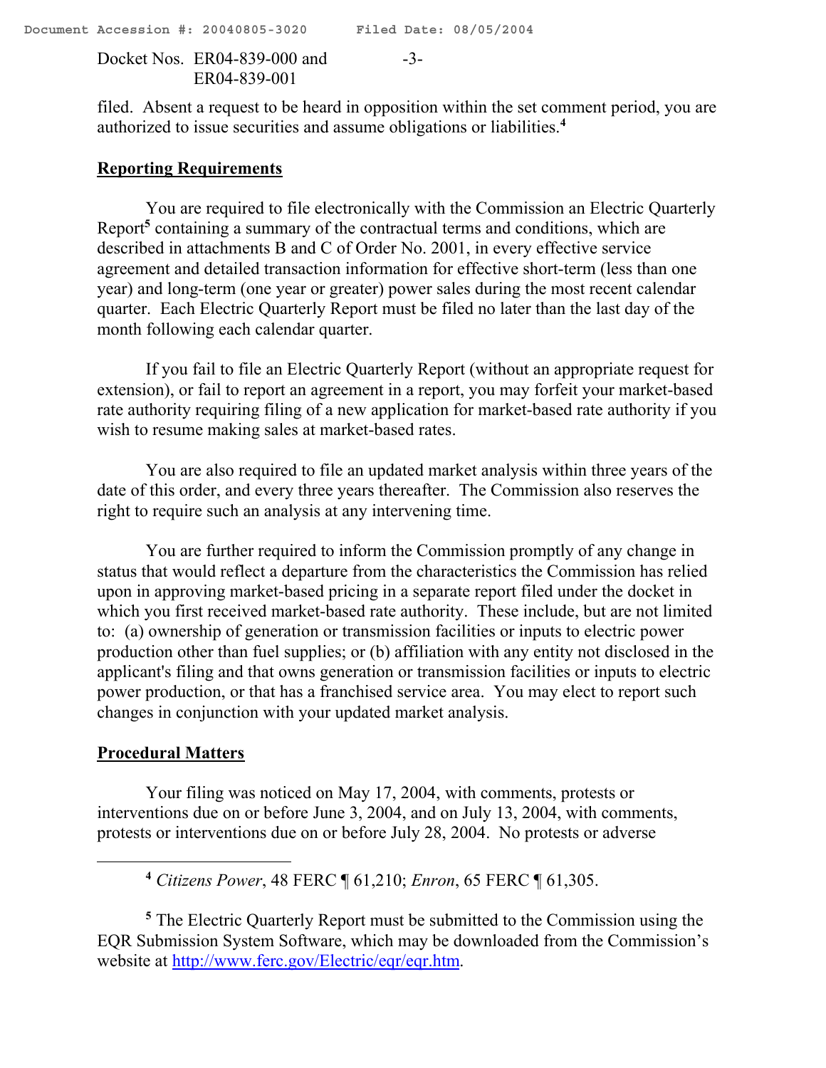filed. Absent a request to be heard in opposition within the set comment period, you are authorized to issue securities and assume obligations or liabilities.[4]

**Reporting Requirements**

You are required to file electronically with the Commission an Electric Quarterly Report[5] containing a summary of the contractual terms and conditions, which are described in attachments B and C of Order No. 2001, in every effective service agreement and detailed transaction information for effective short-term (less than one year) and long-term (one year or greater) power sales during the most recent calendar quarter. Each Electric Quarterly Report must be filed no later than the last day of the month following each calendar quarter.

If you fail to file an Electric Quarterly Report (without an appropriate request for extension), or fail to report an agreement in a report, you may forfeit your market-based rate authority requiring filing of a new application for market-based rate authority if you wish to resume making sales at market-based rates.

You are also required to file an updated market analysis within three years of the date of this order, and every three years thereafter. The Commission also reserves the right to require such an analysis at any intervening time.

You are further required to inform the Commission promptly of any change in status that would reflect a departure from the characteristics the Commission has relied upon in approving market-based pricing in a separate report filed under the docket in which you first received market-based rate authority. These include, but are not limited to: (a) ownership of generation or transmission facilities or inputs to electric power production other than fuel supplies; or (b) affiliation with any entity not disclosed in the applicant's filing and that owns generation or transmission facilities or inputs to electric power production, or that has a franchised service area. You may elect to report such changes in conjunction with your updated market analysis.

**Procedural Matters**

Your filing was noticed on May 17, 2004, with comments, protests or interventions due on or before June 3, 2004, and on July 13, 2004, with comments, protests or interventions due on or before July 28, 2004. No protests or adverse

---

[4] *Citizens Power*, 48 FERC ¶ 61,210; *Enron*, 65 FERC ¶ 61,305.

[5] The Electric Quarterly Report must be submitted to the Commission using the EQR Submission System Software, which may be downloaded from the Commission's website at http://www.ferc.gov/Electric/eqr/eqr.htm.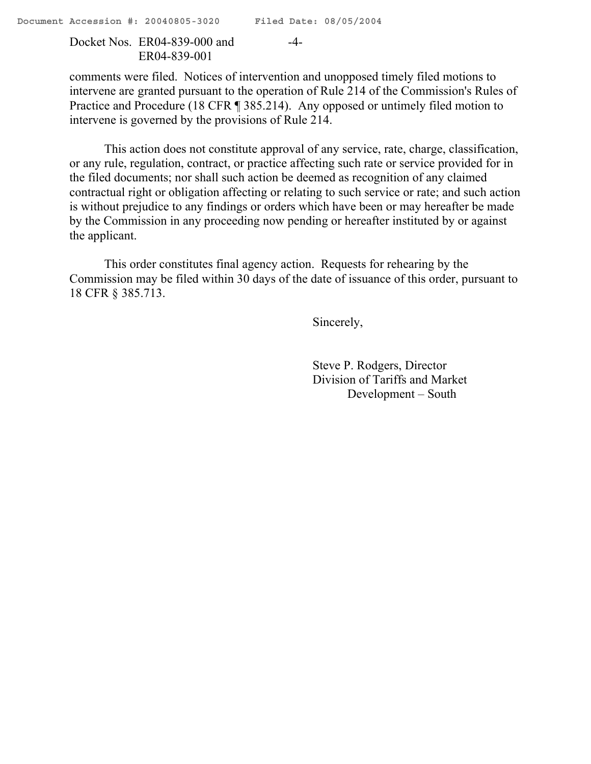comments were filed. Notices of intervention and unopposed timely filed motions to intervene are granted pursuant to the operation of Rule 214 of the Commission's Rules of Practice and Procedure (18 CFR ¶ 385.214). Any opposed or untimely filed motion to intervene is governed by the provisions of Rule 214.

This action does not constitute approval of any service, rate, charge, classification, or any rule, regulation, contract, or practice affecting such rate or service provided for in the filed documents; nor shall such action be deemed as recognition of any claimed contractual right or obligation affecting or relating to such service or rate; and such action is without prejudice to any findings or orders which have been or may hereafter be made by the Commission in any proceeding now pending or hereafter instituted by or against the applicant.

This order constitutes final agency action. Requests for rehearing by the Commission may be filed within 30 days of the date of issuance of this order, pursuant to 18 CFR § 385.713.

Sincerely,

Steve P. Rodgers, Director
Division of Tariffs and Market
Development – South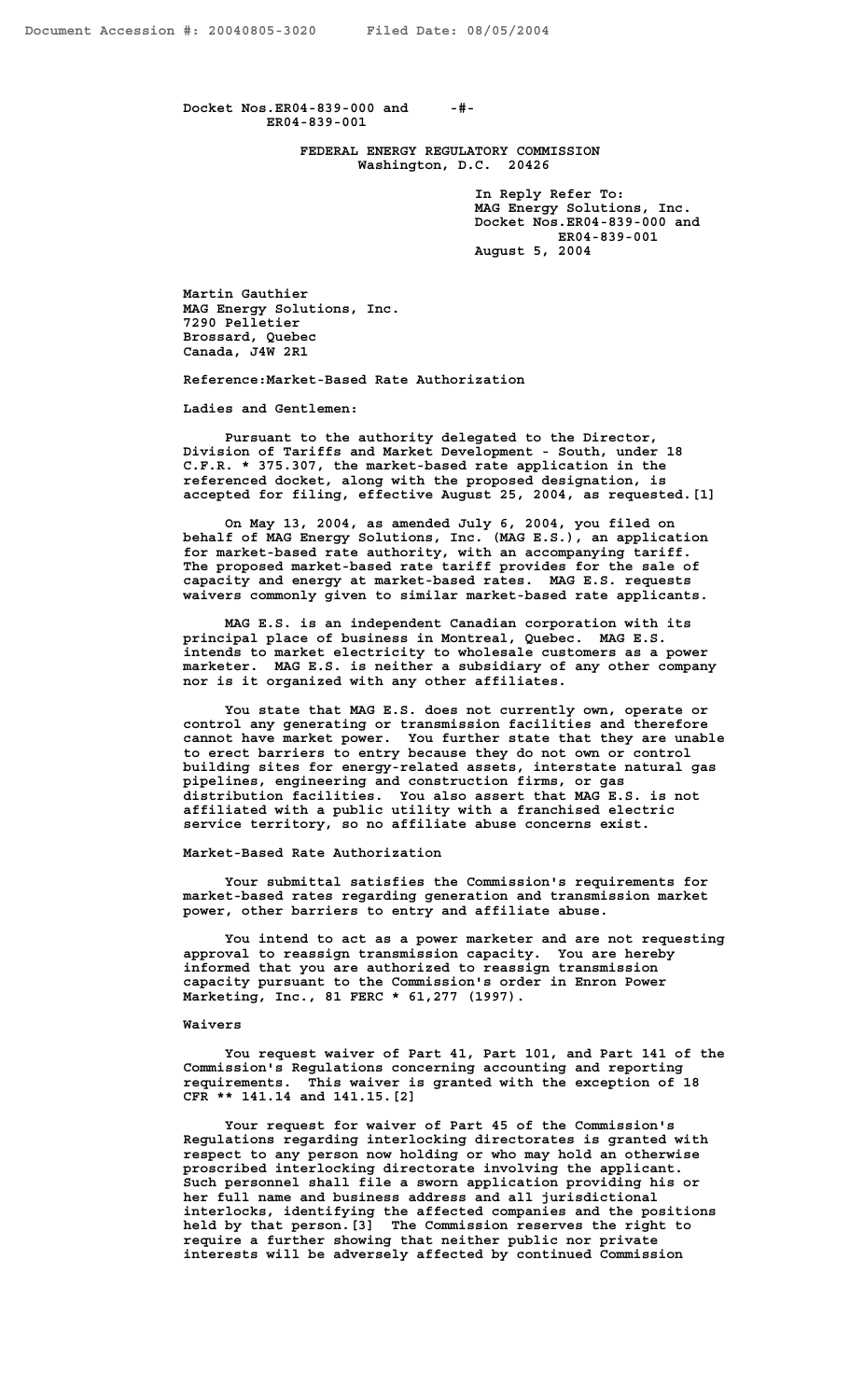Docket Nos.ER04-839-000 and ER04-839-001

FEDERAL ENERGY REGULATORY COMMISSION
Washington, D.C. 20426

In Reply Refer To:
MAG Energy Solutions, Inc.
Docket Nos.ER04-839-000 and
ER04-839-001
August 5, 2004

Martin Gauthier
MAG Energy Solutions, Inc.
7290 Pelletier
Brossard, Quebec
Canada, J4W 2R1

Reference:Market-Based Rate Authorization

Ladies and Gentlemen:

Pursuant to the authority delegated to the Director, Division of Tariffs and Market Development - South, under 18 C.F.R. * 375.307, the market-based rate application in the referenced docket, along with the proposed designation, is accepted for filing, effective August 25, 2004, as requested.[1]

On May 13, 2004, as amended July 6, 2004, you filed on behalf of MAG Energy Solutions, Inc. (MAG E.S.), an application for market-based rate authority, with an accompanying tariff. The proposed market-based rate tariff provides for the sale of capacity and energy at market-based rates. MAG E.S. requests waivers commonly given to similar market-based rate applicants.

MAG E.S. is an independent Canadian corporation with its principal place of business in Montreal, Quebec. MAG E.S. intends to market electricity to wholesale customers as a power marketer. MAG E.S. is neither a subsidiary of any other company nor is it organized with any other affiliates.

You state that MAG E.S. does not currently own, operate or control any generating or transmission facilities and therefore cannot have market power. You further state that they are unable to erect barriers to entry because they do not own or control building sites for energy-related assets, interstate natural gas pipelines, engineering and construction firms, or gas distribution facilities. You also assert that MAG E.S. is not affiliated with a public utility with a franchised electric service territory, so no affiliate abuse concerns exist.

**Market-Based Rate Authorization**

Your submittal satisfies the Commission's requirements for market-based rates regarding generation and transmission market power, other barriers to entry and affiliate abuse.

You intend to act as a power marketer and are not requesting approval to reassign transmission capacity. You are hereby informed that you are authorized to reassign transmission capacity pursuant to the Commission's order in Enron Power Marketing, Inc., 81 FERC * 61,277 (1997).

**Waivers**

You request waiver of Part 41, Part 101, and Part 141 of the Commission's Regulations concerning accounting and reporting requirements. This waiver is granted with the exception of 18 CFR ** 141.14 and 141.15.[2]

Your request for waiver of Part 45 of the Commission's Regulations regarding interlocking directorates is granted with respect to any person now holding or who may hold an otherwise proscribed interlocking directorate involving the applicant. Such personnel shall file a sworn application providing his or her full name and business address and all jurisdictional interlocks, identifying the affected companies and the positions held by that person.[3] The Commission reserves the right to require a further showing that neither public nor private interests will be adversely affected by continued Commission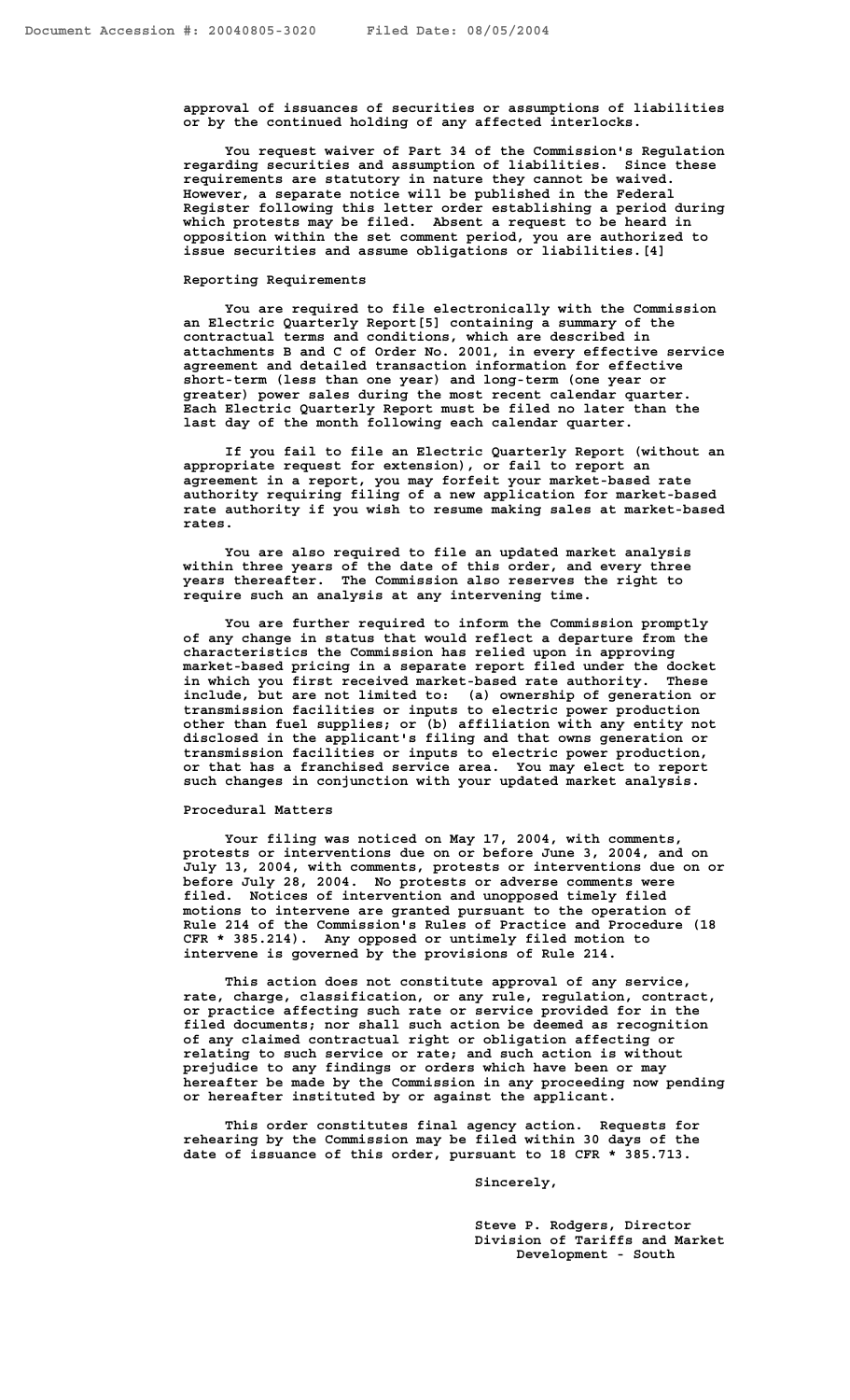approval of issuances of securities or assumptions of liabilities or by the continued holding of any affected interlocks.

You request waiver of Part 34 of the Commission's Regulation regarding securities and assumption of liabilities. Since these requirements are statutory in nature they cannot be waived. However, a separate notice will be published in the Federal Register following this letter order establishing a period during which protests may be filed. Absent a request to be heard in opposition within the set comment period, you are authorized to issue securities and assume obligations or liabilities.[4]

Reporting Requirements

You are required to file electronically with the Commission an Electric Quarterly Report[5] containing a summary of the contractual terms and conditions, which are described in attachments B and C of Order No. 2001, in every effective service agreement and detailed transaction information for effective short-term (less than one year) and long-term (one year or greater) power sales during the most recent calendar quarter. Each Electric Quarterly Report must be filed no later than the last day of the month following each calendar quarter.

If you fail to file an Electric Quarterly Report (without an appropriate request for extension), or fail to report an agreement in a report, you may forfeit your market-based rate authority requiring filing of a new application for market-based rate authority if you wish to resume making sales at market-based rates.

You are also required to file an updated market analysis within three years of the date of this order, and every three years thereafter. The Commission also reserves the right to require such an analysis at any intervening time.

You are further required to inform the Commission promptly of any change in status that would reflect a departure from the characteristics the Commission has relied upon in approving market-based pricing in a separate report filed under the docket in which you first received market-based rate authority. These include, but are not limited to: (a) ownership of generation or transmission facilities or inputs to electric power production other than fuel supplies; or (b) affiliation with any entity not disclosed in the applicant's filing and that owns generation or transmission facilities or inputs to electric power production, or that has a franchised service area. You may elect to report such changes in conjunction with your updated market analysis.

Procedural Matters

Your filing was noticed on May 17, 2004, with comments, protests or interventions due on or before June 3, 2004, and on July 13, 2004, with comments, protests or interventions due on or before July 28, 2004. No protests or adverse comments were filed. Notices of intervention and unopposed timely filed motions to intervene are granted pursuant to the operation of Rule 214 of the Commission's Rules of Practice and Procedure (18 CFR * 385.214). Any opposed or untimely filed motion to intervene is governed by the provisions of Rule 214.

This action does not constitute approval of any service, rate, charge, classification, or any rule, regulation, contract, or practice affecting such rate or service provided for in the filed documents; nor shall such action be deemed as recognition of any claimed contractual right or obligation affecting or relating to such service or rate; and such action is without prejudice to any findings or orders which have been or may hereafter be made by the Commission in any proceeding now pending or hereafter instituted by or against the applicant.

This order constitutes final agency action. Requests for rehearing by the Commission may be filed within 30 days of the date of issuance of this order, pursuant to 18 CFR * 385.713.

Sincerely,

Steve P. Rodgers, Director
Division of Tariffs and Market Development - South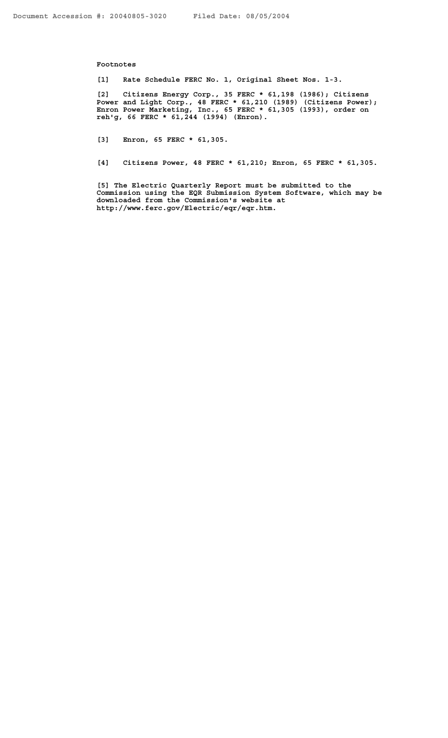Footnotes

[1] Rate Schedule FERC No. 1, Original Sheet Nos. 1-3.

[2] Citizens Energy Corp., 35 FERC * 61,198 (1986); Citizens Power and Light Corp., 48 FERC * 61,210 (1989) (Citizens Power); Enron Power Marketing, Inc., 65 FERC * 61,305 (1993), order on reh'g, 66 FERC * 61,244 (1994) (Enron).

[3] Enron, 65 FERC * 61,305.

[4] Citizens Power, 48 FERC * 61,210; Enron, 65 FERC * 61,305.

[5] The Electric Quarterly Report must be submitted to the Commission using the EQR Submission System Software, which may be downloaded from the Commission's website at http://www.ferc.gov/Electric/eqr/eqr.htm.